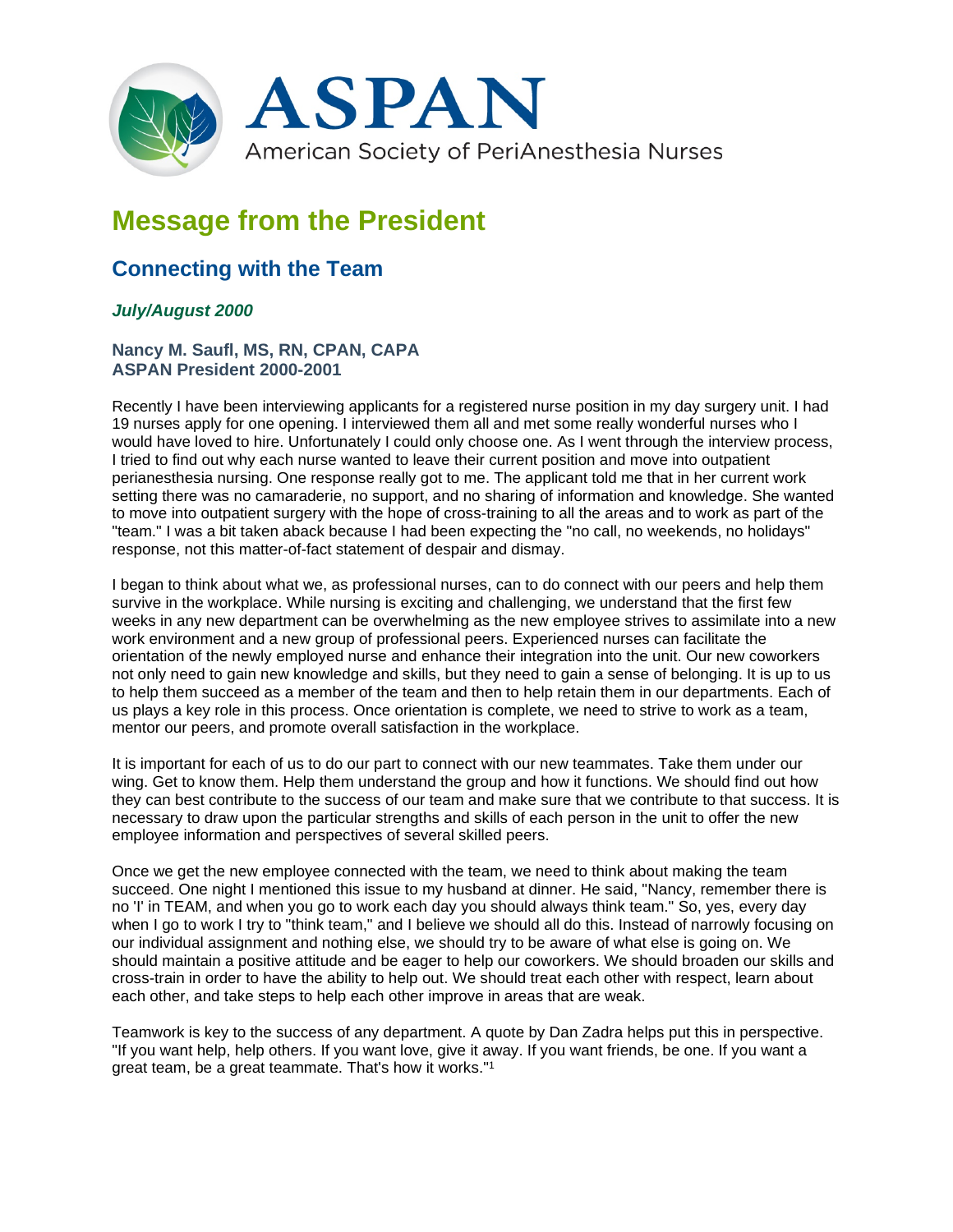# ASPAN

American Society of PeriAnesthesia Nurses

## Message from the President

### Connecting with the Team

***July/August 2000***

**Nancy M. Saufl, MS, RN, CPAN, CAPA**
**ASPAN President 2000-2001**

Recently I have been interviewing applicants for a registered nurse position in my day surgery unit. I had 19 nurses apply for one opening. I interviewed them all and met some really wonderful nurses who I would have loved to hire. Unfortunately I could only choose one. As I went through the interview process, I tried to find out why each nurse wanted to leave their current position and move into outpatient perianesthesia nursing. One response really got to me. The applicant told me that in her current work setting there was no camaraderie, no support, and no sharing of information and knowledge. She wanted to move into outpatient surgery with the hope of cross-training to all the areas and to work as part of the "team." I was a bit taken aback because I had been expecting the "no call, no weekends, no holidays" response, not this matter-of-fact statement of despair and dismay.

I began to think about what we, as professional nurses, can to do connect with our peers and help them survive in the workplace. While nursing is exciting and challenging, we understand that the first few weeks in any new department can be overwhelming as the new employee strives to assimilate into a new work environment and a new group of professional peers. Experienced nurses can facilitate the orientation of the newly employed nurse and enhance their integration into the unit. Our new coworkers not only need to gain new knowledge and skills, but they need to gain a sense of belonging. It is up to us to help them succeed as a member of the team and then to help retain them in our departments. Each of us plays a key role in this process. Once orientation is complete, we need to strive to work as a team, mentor our peers, and promote overall satisfaction in the workplace.

It is important for each of us to do our part to connect with our new teammates. Take them under our wing. Get to know them. Help them understand the group and how it functions. We should find out how they can best contribute to the success of our team and make sure that we contribute to that success. It is necessary to draw upon the particular strengths and skills of each person in the unit to offer the new employee information and perspectives of several skilled peers.

Once we get the new employee connected with the team, we need to think about making the team succeed. One night I mentioned this issue to my husband at dinner. He said, "Nancy, remember there is no 'I' in TEAM, and when you go to work each day you should always think team." So, yes, every day when I go to work I try to "think team," and I believe we should all do this. Instead of narrowly focusing on our individual assignment and nothing else, we should try to be aware of what else is going on. We should maintain a positive attitude and be eager to help our coworkers. We should broaden our skills and cross-train in order to have the ability to help out. We should treat each other with respect, learn about each other, and take steps to help each other improve in areas that are weak.

Teamwork is key to the success of any department. A quote by Dan Zadra helps put this in perspective. "If you want help, help others. If you want love, give it away. If you want friends, be one. If you want a great team, be a great teammate. That's how it works."[1]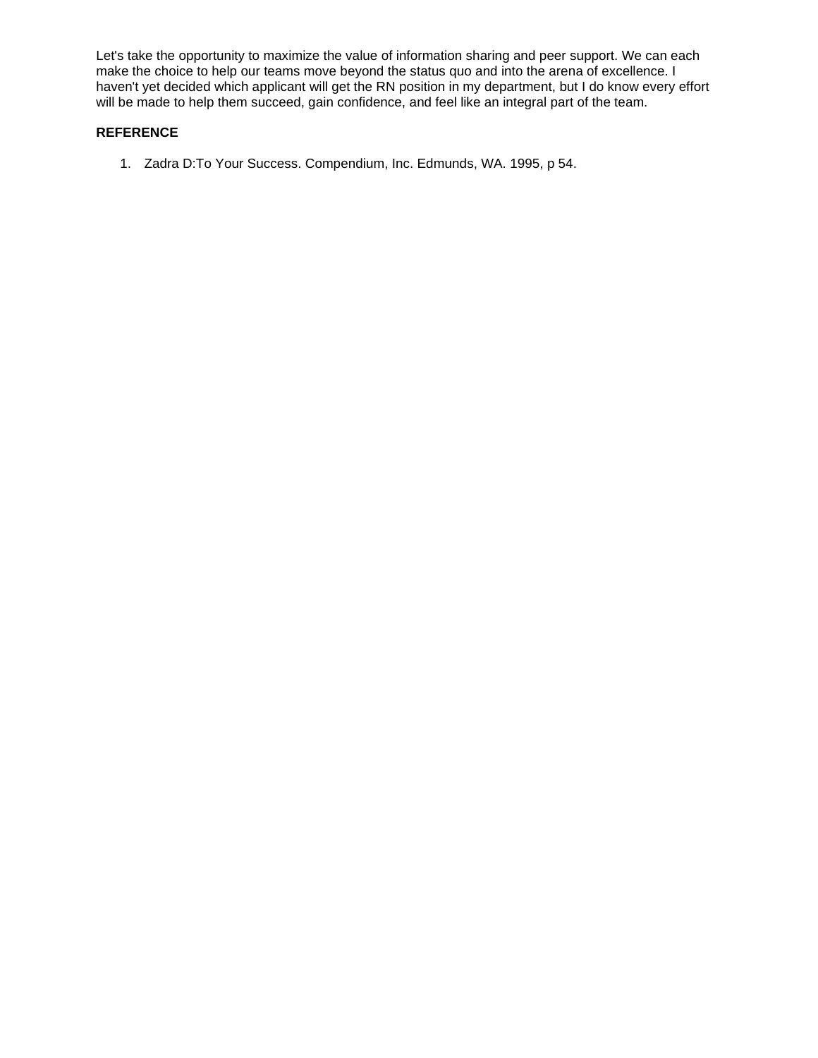Let's take the opportunity to maximize the value of information sharing and peer support. We can each make the choice to help our teams move beyond the status quo and into the arena of excellence. I haven't yet decided which applicant will get the RN position in my department, but I do know every effort will be made to help them succeed, gain confidence, and feel like an integral part of the team.

**REFERENCE**

1. Zadra D:To Your Success. Compendium, Inc. Edmunds, WA. 1995, p 54.